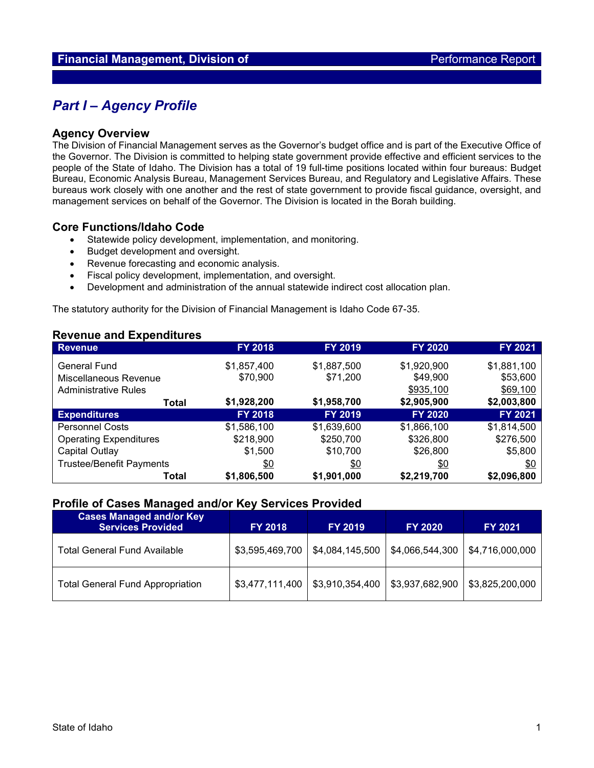# Financial Management, Division of — Performance Report

## Part I – Agency Profile

### Agency Overview

The Division of Financial Management serves as the Governor's budget office and is part of the Executive Office of the Governor. The Division is committed to helping state government provide effective and efficient services to the people of the State of Idaho. The Division has a total of 19 full-time positions located within four bureaus: Budget Bureau, Economic Analysis Bureau, Management Services Bureau, and Regulatory and Legislative Affairs. These bureaus work closely with one another and the rest of state government to provide fiscal guidance, oversight, and management services on behalf of the Governor. The Division is located in the Borah building.

### Core Functions/Idaho Code

- Statewide policy development, implementation, and monitoring.
- Budget development and oversight.
- Revenue forecasting and economic analysis.
- Fiscal policy development, implementation, and oversight.
- Development and administration of the annual statewide indirect cost allocation plan.

The statutory authority for the Division of Financial Management is Idaho Code 67-35.

### Revenue and Expenditures

| Revenue | FY 2018 | FY 2019 | FY 2020 | FY 2021 |
|---|---|---|---|---|
| General Fund | $1,857,400 | $1,887,500 | $1,920,900 | $1,881,100 |
| Miscellaneous Revenue | $70,900 | $71,200 | $49,900 | $53,600 |
| Administrative Rules | | | $935,100 | $69,100 |
| **Total** | **$1,928,200** | **$1,958,700** | **$2,905,900** | **$2,003,800** |
| **Expenditures** | **FY 2018** | **FY 2019** | **FY 2020** | **FY 2021** |
| Personnel Costs | $1,586,100 | $1,639,600 | $1,866,100 | $1,814,500 |
| Operating Expenditures | $218,900 | $250,700 | $326,800 | $276,500 |
| Capital Outlay | $1,500 | $10,700 | $26,800 | $5,800 |
| Trustee/Benefit Payments | $0 | $0 | $0 | $0 |
| **Total** | **$1,806,500** | **$1,901,000** | **$2,219,700** | **$2,096,800** |

### Profile of Cases Managed and/or Key Services Provided

| Cases Managed and/or Key Services Provided | FY 2018 | FY 2019 | FY 2020 | FY 2021 |
|---|---|---|---|---|
| Total General Fund Available | $3,595,469,700 | $4,084,145,500 | $4,066,544,300 | $4,716,000,000 |
| Total General Fund Appropriation | $3,477,111,400 | $3,910,354,400 | $3,937,682,900 | $3,825,200,000 |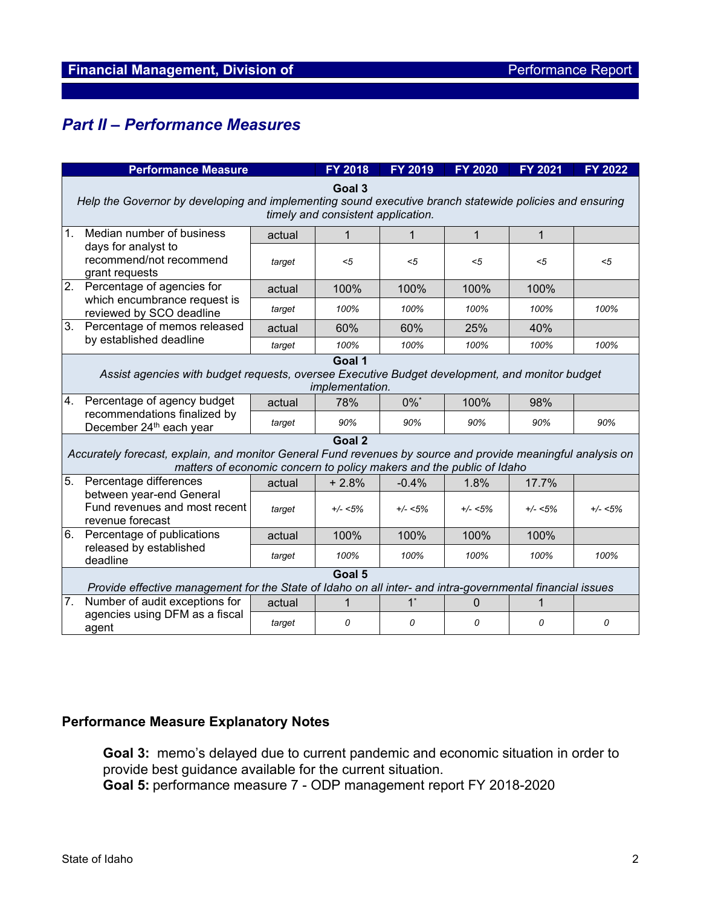## Part II – Performance Measures

| Performance Measure | | FY 2018 | FY 2019 | FY 2020 | FY 2021 | FY 2022 |
|---|---|---|---|---|---|---|
| **Goal 3** *Help the Governor by developing and implementing sound executive branch statewide policies and ensuring timely and consistent application.* | | | | | | |
| 1. Median number of business days for analyst to recommend/not recommend grant requests | actual | 1 | 1 | 1 | 1 | |
| | *target* | *<5* | *<5* | *<5* | *<5* | *<5* |
| 2. Percentage of agencies for which encumbrance request is reviewed by SCO deadline | actual | 100% | 100% | 100% | 100% | |
| | *target* | *100%* | *100%* | *100%* | *100%* | *100%* |
| 3. Percentage of memos released by established deadline | actual | 60% | 60% | 25% | 40% | |
| | *target* | *100%* | *100%* | *100%* | *100%* | *100%* |
| **Goal 1** *Assist agencies with budget requests, oversee Executive Budget development, and monitor budget implementation.* | | | | | | |
| 4. Percentage of agency budget recommendations finalized by December 24th each year | actual | 78% | 0%* | 100% | 98% | |
| | *target* | *90%* | *90%* | *90%* | *90%* | *90%* |
| **Goal 2** *Accurately forecast, explain, and monitor General Fund revenues by source and provide meaningful analysis on matters of economic concern to policy makers and the public of Idaho* | | | | | | |
| 5. Percentage differences between year-end General Fund revenues and most recent revenue forecast | actual | + 2.8% | -0.4% | 1.8% | 17.7% | |
| | *target* | *+/- <5%* | *+/- <5%* | *+/- <5%* | *+/- <5%* | *+/- <5%* |
| 6. Percentage of publications released by established deadline | actual | 100% | 100% | 100% | 100% | |
| | *target* | *100%* | *100%* | *100%* | *100%* | *100%* |
| **Goal 5** *Provide effective management for the State of Idaho on all inter- and intra-governmental financial issues* | | | | | | |
| 7. Number of audit exceptions for agencies using DFM as a fiscal agent | actual | 1 | 1* | 0 | 1 | |
| | *target* | *0* | *0* | *0* | *0* | *0* |

### Performance Measure Explanatory Notes

**Goal 3:** memo's delayed due to current pandemic and economic situation in order to provide best guidance available for the current situation.
**Goal 5:** performance measure 7 - ODP management report FY 2018-2020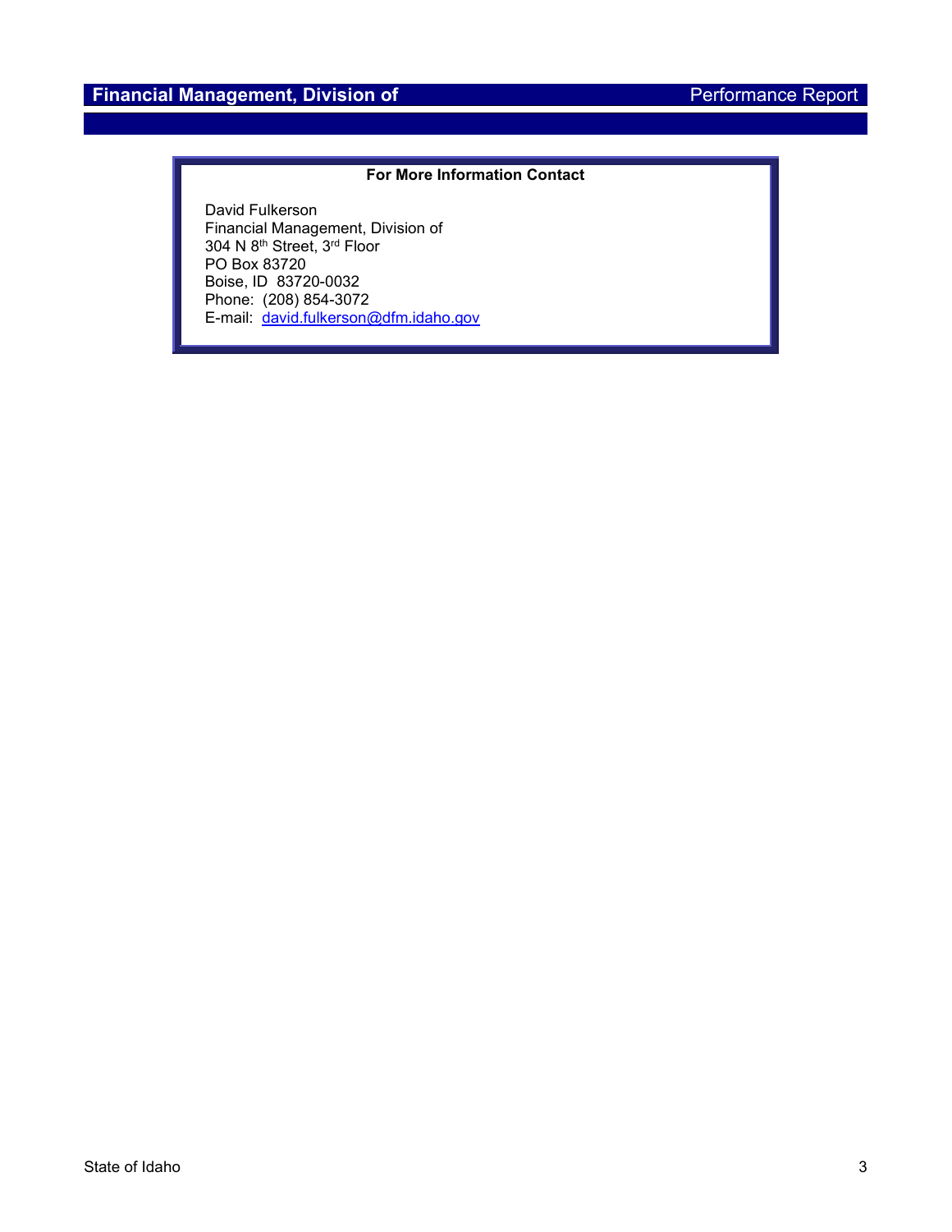**For More Information Contact**

David Fulkerson
Financial Management, Division of
304 N 8th Street, 3rd Floor
PO Box 83720
Boise, ID 83720-0032
Phone: (208) 854-3072
E-mail: david.fulkerson@dfm.idaho.gov